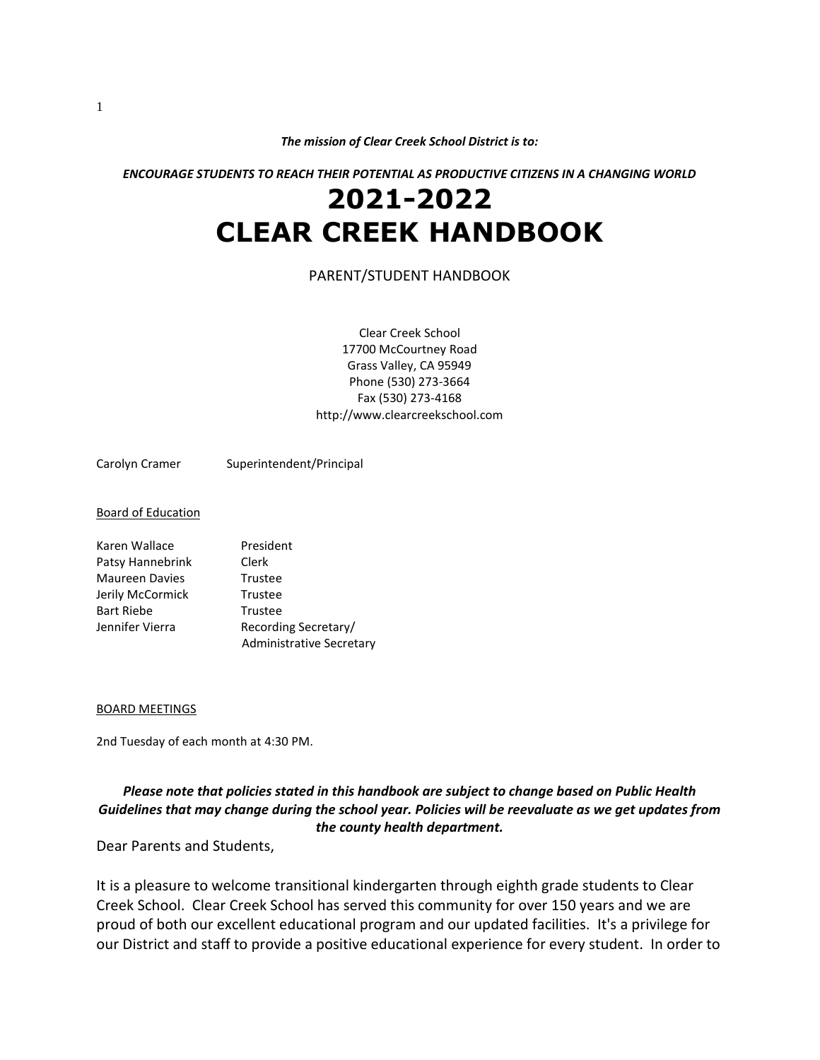***The mission of Clear Creek School District is to:***

***ENCOURAGE STUDENTS TO REACH THEIR POTENTIAL AS PRODUCTIVE CITIZENS IN A CHANGING WORLD***

# 2021-2022
# CLEAR CREEK HANDBOOK

PARENT/STUDENT HANDBOOK

Clear Creek School
17700 McCourtney Road
Grass Valley, CA 95949
Phone (530) 273-3664
Fax (530) 273-4168
http://www.clearcreekschool.com

Carolyn Cramer Superintendent/Principal

<u>Board of Education</u>

| | |
|---|---|
| Karen Wallace | President |
| Patsy Hannebrink | Clerk |
| Maureen Davies | Trustee |
| Jerily McCormick | Trustee |
| Bart Riebe | Trustee |
| Jennifer Vierra | Recording Secretary/ Administrative Secretary |

<u>BOARD MEETINGS</u>

2nd Tuesday of each month at 4:30 PM.

***Please note that policies stated in this handbook are subject to change based on Public Health Guidelines that may change during the school year. Policies will be reevaluate as we get updates from the county health department.***

Dear Parents and Students,

It is a pleasure to welcome transitional kindergarten through eighth grade students to Clear Creek School. Clear Creek School has served this community for over 150 years and we are proud of both our excellent educational program and our updated facilities. It's a privilege for our District and staff to provide a positive educational experience for every student. In order to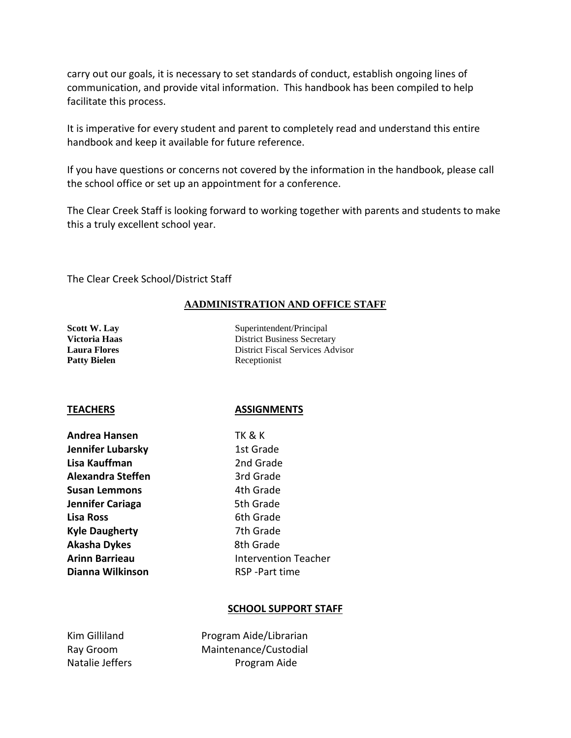carry out our goals, it is necessary to set standards of conduct, establish ongoing lines of communication, and provide vital information. This handbook has been compiled to help facilitate this process.

It is imperative for every student and parent to completely read and understand this entire handbook and keep it available for future reference.

If you have questions or concerns not covered by the information in the handbook, please call the school office or set up an appointment for a conference.

The Clear Creek Staff is looking forward to working together with parents and students to make this a truly excellent school year.

The Clear Creek School/District Staff

## AADMINISTRATION AND OFFICE STAFF

| | |
|---|---|
| **Scott W. Lay** | Superintendent/Principal |
| **Victoria Haas** | District Business Secretary |
| **Laura Flores** | District Fiscal Services Advisor |
| **Patty Bielen** | Receptionist |

| TEACHERS | ASSIGNMENTS |
|---|---|
| **Andrea Hansen** | TK & K |
| **Jennifer Lubarsky** | 1st Grade |
| **Lisa Kauffman** | 2nd Grade |
| **Alexandra Steffen** | 3rd Grade |
| **Susan Lemmons** | 4th Grade |
| **Jennifer Cariaga** | 5th Grade |
| **Lisa Ross** | 6th Grade |
| **Kyle Daugherty** | 7th Grade |
| **Akasha Dykes** | 8th Grade |
| **Arinn Barrieau** | Intervention Teacher |
| **Dianna Wilkinson** | RSP -Part time |

## SCHOOL SUPPORT STAFF

| | |
|---|---|
| Kim Gilliland | Program Aide/Librarian |
| Ray Groom | Maintenance/Custodial |
| Natalie Jeffers | Program Aide |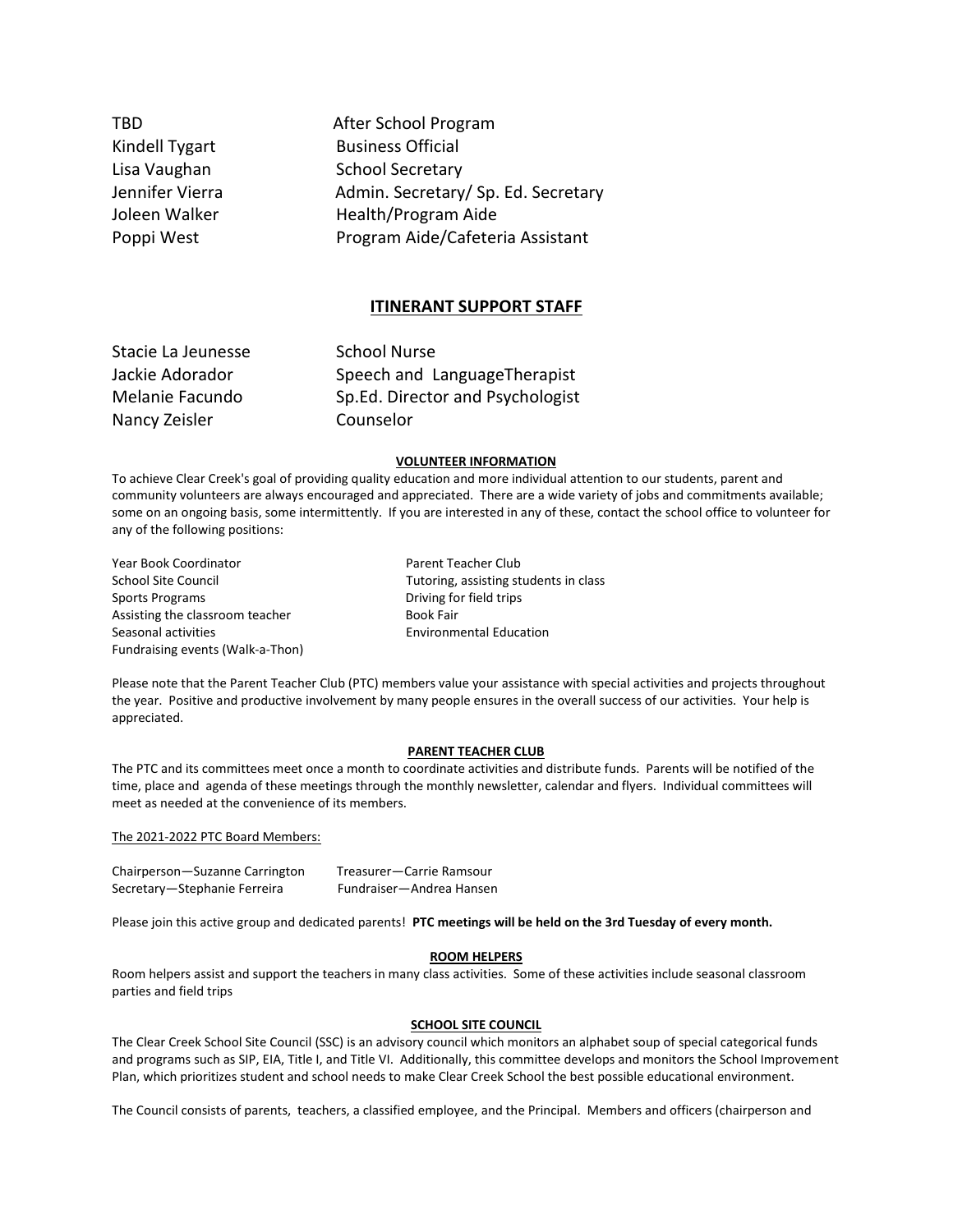| | |
|---|---|
| TBD | After School Program |
| Kindell Tygart | Business Official |
| Lisa Vaughan | School Secretary |
| Jennifer Vierra | Admin. Secretary/ Sp. Ed. Secretary |
| Joleen Walker | Health/Program Aide |
| Poppi West | Program Aide/Cafeteria Assistant |

## ITINERANT SUPPORT STAFF

| | |
|---|---|
| Stacie La Jeunesse | School Nurse |
| Jackie Adorador | Speech and LanguageTherapist |
| Melanie Facundo | Sp.Ed. Director and Psychologist |
| Nancy Zeisler | Counselor |

### VOLUNTEER INFORMATION

To achieve Clear Creek's goal of providing quality education and more individual attention to our students, parent and community volunteers are always encouraged and appreciated. There are a wide variety of jobs and commitments available; some on an ongoing basis, some intermittently. If you are interested in any of these, contact the school office to volunteer for any of the following positions:

- Year Book Coordinator
- School Site Council
- Sports Programs
- Assisting the classroom teacher
- Seasonal activities
- Fundraising events (Walk-a-Thon)
- Parent Teacher Club
- Tutoring, assisting students in class
- Driving for field trips
- Book Fair
- Environmental Education

Please note that the Parent Teacher Club (PTC) members value your assistance with special activities and projects throughout the year. Positive and productive involvement by many people ensures in the overall success of our activities. Your help is appreciated.

### PARENT TEACHER CLUB

The PTC and its committees meet once a month to coordinate activities and distribute funds. Parents will be notified of the time, place and agenda of these meetings through the monthly newsletter, calendar and flyers. Individual committees will meet as needed at the convenience of its members.

The 2021-2022 PTC Board Members:

| | |
|---|---|
| Chairperson—Suzanne Carrington | Treasurer—Carrie Ramsour |
| Secretary—Stephanie Ferreira | Fundraiser—Andrea Hansen |

Please join this active group and dedicated parents! **PTC meetings will be held on the 3rd Tuesday of every month.**

### ROOM HELPERS

Room helpers assist and support the teachers in many class activities. Some of these activities include seasonal classroom parties and field trips

### SCHOOL SITE COUNCIL

The Clear Creek School Site Council (SSC) is an advisory council which monitors an alphabet soup of special categorical funds and programs such as SIP, EIA, Title I, and Title VI. Additionally, this committee develops and monitors the School Improvement Plan, which prioritizes student and school needs to make Clear Creek School the best possible educational environment.

The Council consists of parents, teachers, a classified employee, and the Principal. Members and officers (chairperson and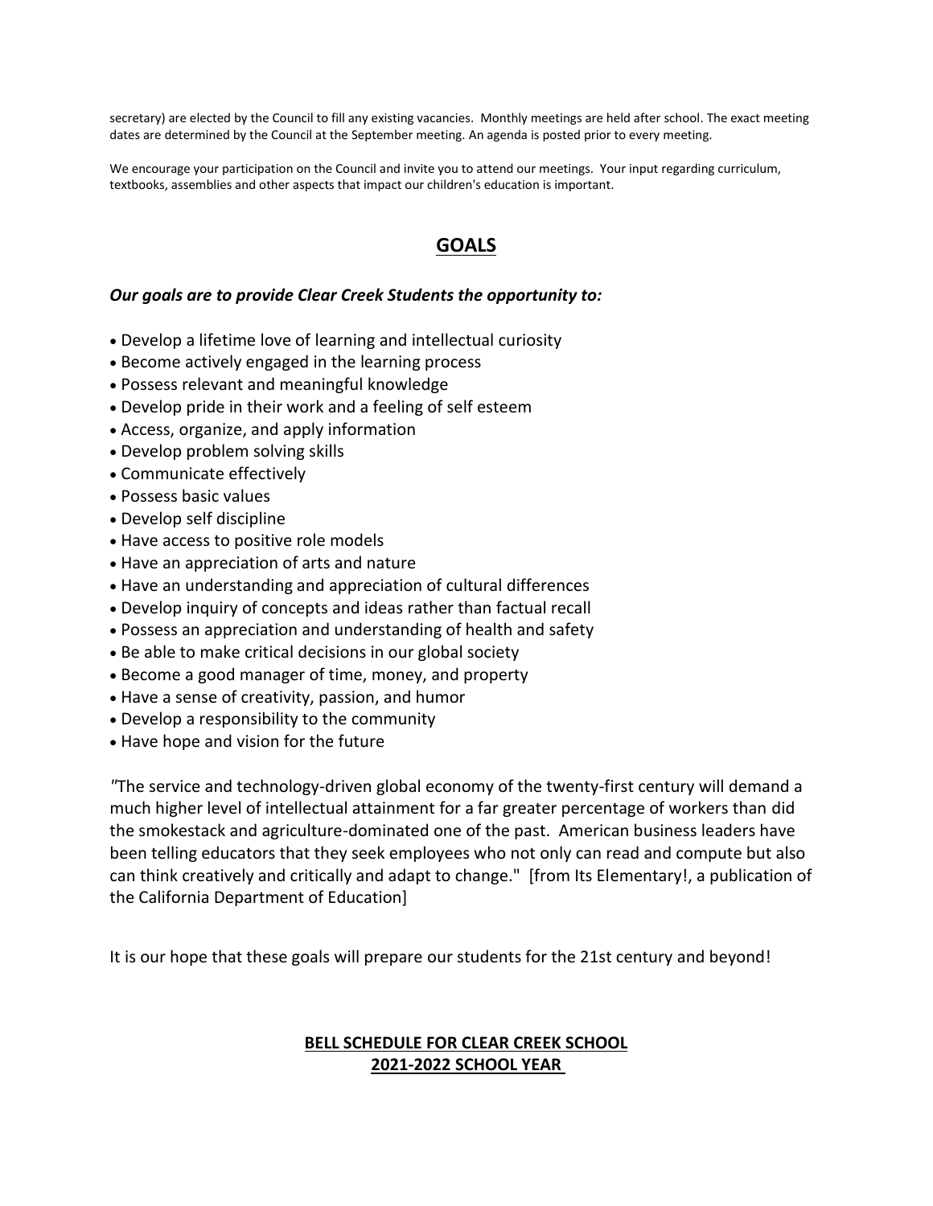secretary) are elected by the Council to fill any existing vacancies. Monthly meetings are held after school. The exact meeting dates are determined by the Council at the September meeting. An agenda is posted prior to every meeting.

We encourage your participation on the Council and invite you to attend our meetings. Your input regarding curriculum, textbooks, assemblies and other aspects that impact our children's education is important.

## GOALS

***Our goals are to provide Clear Creek Students the opportunity to:***

- Develop a lifetime love of learning and intellectual curiosity
- Become actively engaged in the learning process
- Possess relevant and meaningful knowledge
- Develop pride in their work and a feeling of self esteem
- Access, organize, and apply information
- Develop problem solving skills
- Communicate effectively
- Possess basic values
- Develop self discipline
- Have access to positive role models
- Have an appreciation of arts and nature
- Have an understanding and appreciation of cultural differences
- Develop inquiry of concepts and ideas rather than factual recall
- Possess an appreciation and understanding of health and safety
- Be able to make critical decisions in our global society
- Become a good manager of time, money, and property
- Have a sense of creativity, passion, and humor
- Develop a responsibility to the community
- Have hope and vision for the future

"The service and technology-driven global economy of the twenty-first century will demand a much higher level of intellectual attainment for a far greater percentage of workers than did the smokestack and agriculture-dominated one of the past. American business leaders have been telling educators that they seek employees who not only can read and compute but also can think creatively and critically and adapt to change." [from Its Elementary!, a publication of the California Department of Education]

It is our hope that these goals will prepare our students for the 21st century and beyond!

## BELL SCHEDULE FOR CLEAR CREEK SCHOOL 2021-2022 SCHOOL YEAR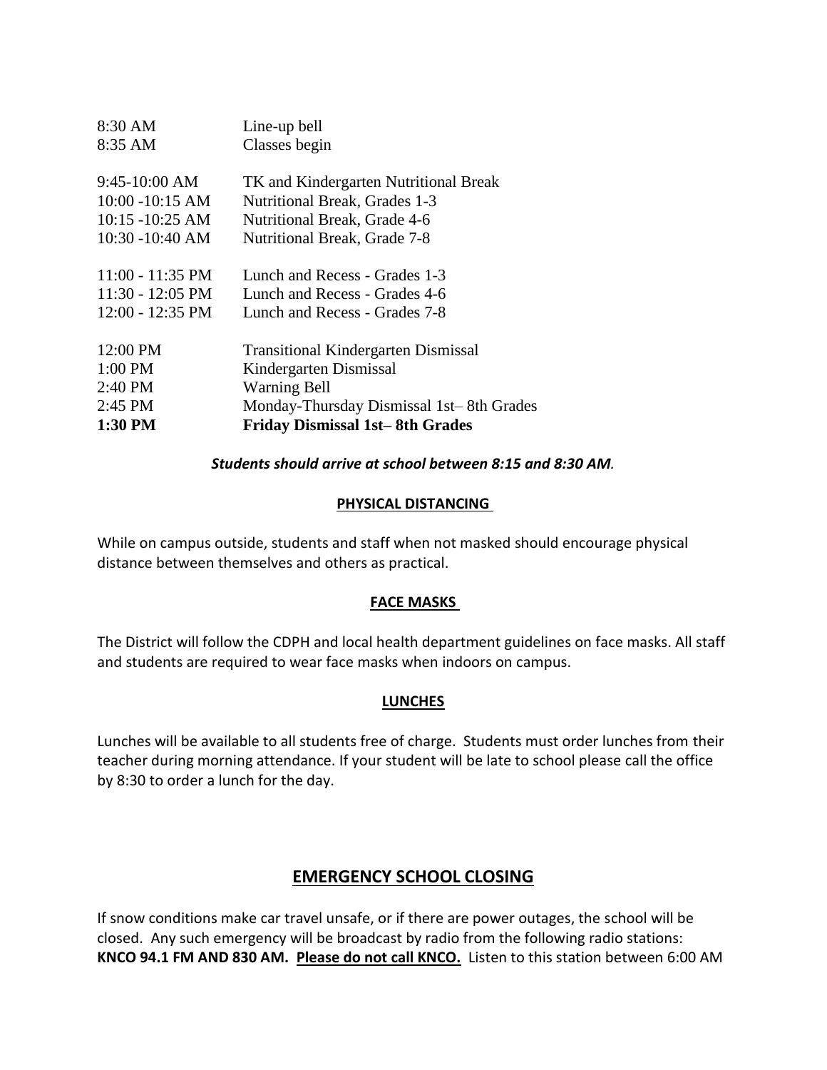| | |
|---|---|
| 8:30 AM | Line-up bell |
| 8:35 AM | Classes begin |
| 9:45-10:00 AM | TK and Kindergarten Nutritional Break |
| 10:00 -10:15 AM | Nutritional Break, Grades 1-3 |
| 10:15 -10:25 AM | Nutritional Break, Grade 4-6 |
| 10:30 -10:40 AM | Nutritional Break, Grade 7-8 |
| 11:00 - 11:35 PM | Lunch and Recess - Grades 1-3 |
| 11:30 - 12:05 PM | Lunch and Recess - Grades 4-6 |
| 12:00 - 12:35 PM | Lunch and Recess - Grades 7-8 |
| 12:00 PM | Transitional Kindergarten Dismissal |
| 1:00 PM | Kindergarten Dismissal |
| 2:40 PM | Warning Bell |
| 2:45 PM | Monday-Thursday Dismissal 1st– 8th Grades |
| **1:30 PM** | **Friday Dismissal 1st– 8th Grades** |

***Students should arrive at school between 8:15 and 8:30 AM.***

**PHYSICAL DISTANCING**

While on campus outside, students and staff when not masked should encourage physical distance between themselves and others as practical.

**FACE MASKS**

The District will follow the CDPH and local health department guidelines on face masks. All staff and students are required to wear face masks when indoors on campus.

**LUNCHES**

Lunches will be available to all students free of charge. Students must order lunches from their teacher during morning attendance. If your student will be late to school please call the office by 8:30 to order a lunch for the day.

## EMERGENCY SCHOOL CLOSING

If snow conditions make car travel unsafe, or if there are power outages, the school will be closed. Any such emergency will be broadcast by radio from the following radio stations: **KNCO 94.1 FM AND 830 AM. Please do not call KNCO.** Listen to this station between 6:00 AM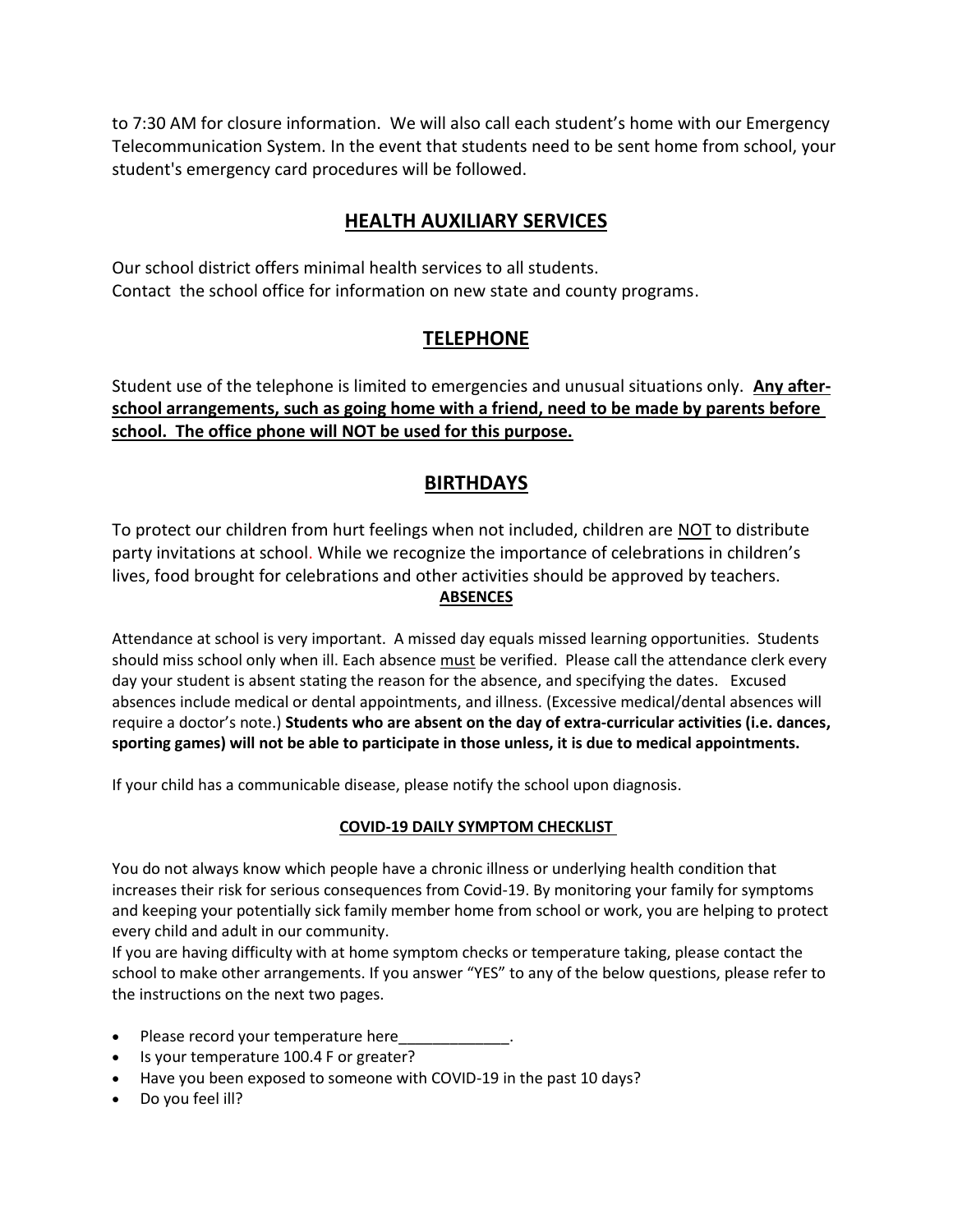to 7:30 AM for closure information. We will also call each student's home with our Emergency Telecommunication System. In the event that students need to be sent home from school, your student's emergency card procedures will be followed.

## HEALTH AUXILIARY SERVICES

Our school district offers minimal health services to all students.
Contact the school office for information on new state and county programs.

## TELEPHONE

Student use of the telephone is limited to emergencies and unusual situations only. **Any after-school arrangements, such as going home with a friend, need to be made by parents before school. The office phone will NOT be used for this purpose.**

## BIRTHDAYS

To protect our children from hurt feelings when not included, children are NOT to distribute party invitations at school. While we recognize the importance of celebrations in children's lives, food brought for celebrations and other activities should be approved by teachers.

### ABSENCES

Attendance at school is very important. A missed day equals missed learning opportunities. Students should miss school only when ill. Each absence must be verified. Please call the attendance clerk every day your student is absent stating the reason for the absence, and specifying the dates. Excused absences include medical or dental appointments, and illness. (Excessive medical/dental absences will require a doctor's note.) **Students who are absent on the day of extra-curricular activities (i.e. dances, sporting games) will not be able to participate in those unless, it is due to medical appointments.**

If your child has a communicable disease, please notify the school upon diagnosis.

### COVID-19 DAILY SYMPTOM CHECKLIST

You do not always know which people have a chronic illness or underlying health condition that increases their risk for serious consequences from Covid-19. By monitoring your family for symptoms and keeping your potentially sick family member home from school or work, you are helping to protect every child and adult in our community.
If you are having difficulty with at home symptom checks or temperature taking, please contact the school to make other arrangements. If you answer "YES" to any of the below questions, please refer to the instructions on the next two pages.

- Please record your temperature here_____________.
- Is your temperature 100.4 F or greater?
- Have you been exposed to someone with COVID-19 in the past 10 days?
- Do you feel ill?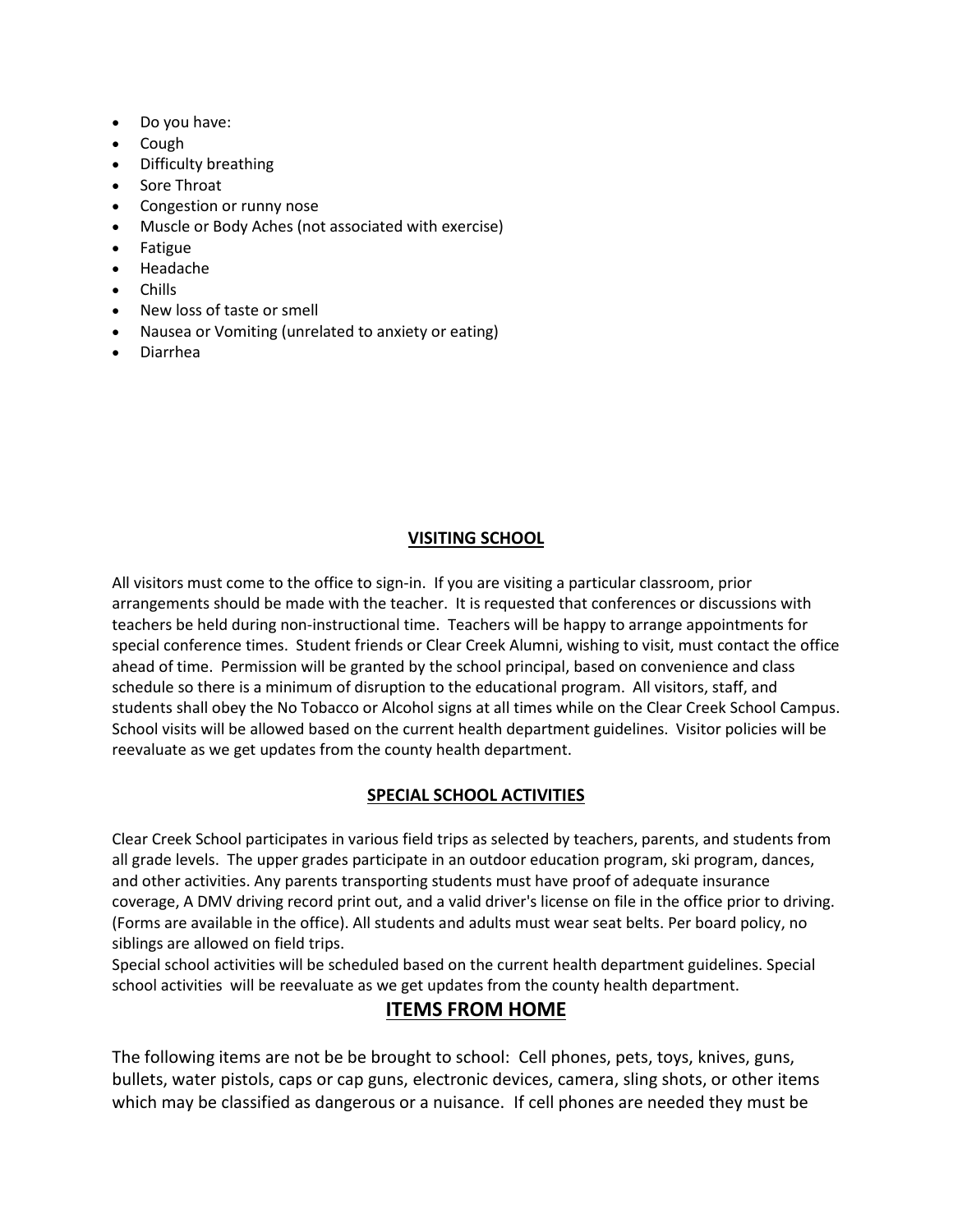- Do you have:
- Cough
- Difficulty breathing
- Sore Throat
- Congestion or runny nose
- Muscle or Body Aches (not associated with exercise)
- Fatigue
- Headache
- Chills
- New loss of taste or smell
- Nausea or Vomiting (unrelated to anxiety or eating)
- Diarrhea

## VISITING SCHOOL

All visitors must come to the office to sign-in. If you are visiting a particular classroom, prior arrangements should be made with the teacher. It is requested that conferences or discussions with teachers be held during non-instructional time. Teachers will be happy to arrange appointments for special conference times. Student friends or Clear Creek Alumni, wishing to visit, must contact the office ahead of time. Permission will be granted by the school principal, based on convenience and class schedule so there is a minimum of disruption to the educational program. All visitors, staff, and students shall obey the No Tobacco or Alcohol signs at all times while on the Clear Creek School Campus. School visits will be allowed based on the current health department guidelines. Visitor policies will be reevaluate as we get updates from the county health department.

## SPECIAL SCHOOL ACTIVITIES

Clear Creek School participates in various field trips as selected by teachers, parents, and students from all grade levels. The upper grades participate in an outdoor education program, ski program, dances, and other activities. Any parents transporting students must have proof of adequate insurance coverage, A DMV driving record print out, and a valid driver's license on file in the office prior to driving. (Forms are available in the office). All students and adults must wear seat belts. Per board policy, no siblings are allowed on field trips.
Special school activities will be scheduled based on the current health department guidelines. Special school activities will be reevaluate as we get updates from the county health department.

## ITEMS FROM HOME

The following items are not be be brought to school: Cell phones, pets, toys, knives, guns, bullets, water pistols, caps or cap guns, electronic devices, camera, sling shots, or other items which may be classified as dangerous or a nuisance. If cell phones are needed they must be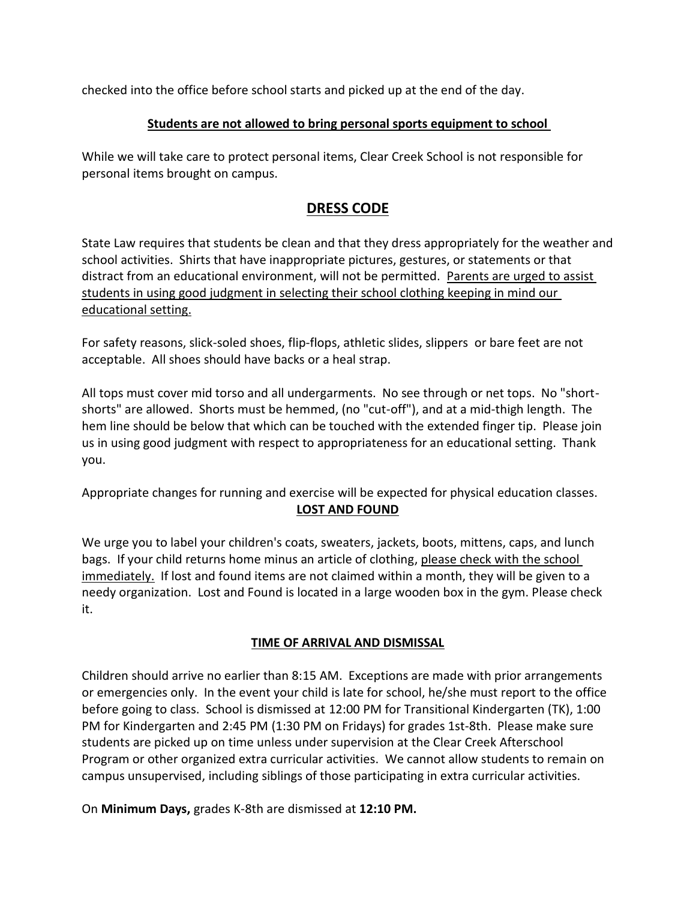checked into the office before school starts and picked up at the end of the day.

**Students are not allowed to bring personal sports equipment to school**

While we will take care to protect personal items, Clear Creek School is not responsible for personal items brought on campus.

## DRESS CODE

State Law requires that students be clean and that they dress appropriately for the weather and school activities. Shirts that have inappropriate pictures, gestures, or statements or that distract from an educational environment, will not be permitted. Parents are urged to assist students in using good judgment in selecting their school clothing keeping in mind our educational setting.

For safety reasons, slick-soled shoes, flip-flops, athletic slides, slippers or bare feet are not acceptable. All shoes should have backs or a heal strap.

All tops must cover mid torso and all undergarments. No see through or net tops. No "short-shorts" are allowed. Shorts must be hemmed, (no "cut-off"), and at a mid-thigh length. The hem line should be below that which can be touched with the extended finger tip. Please join us in using good judgment with respect to appropriateness for an educational setting. Thank you.

Appropriate changes for running and exercise will be expected for physical education classes.

**LOST AND FOUND**

We urge you to label your children's coats, sweaters, jackets, boots, mittens, caps, and lunch bags. If your child returns home minus an article of clothing, please check with the school immediately. If lost and found items are not claimed within a month, they will be given to a needy organization. Lost and Found is located in a large wooden box in the gym. Please check it.

**TIME OF ARRIVAL AND DISMISSAL**

Children should arrive no earlier than 8:15 AM. Exceptions are made with prior arrangements or emergencies only. In the event your child is late for school, he/she must report to the office before going to class. School is dismissed at 12:00 PM for Transitional Kindergarten (TK), 1:00 PM for Kindergarten and 2:45 PM (1:30 PM on Fridays) for grades 1st-8th. Please make sure students are picked up on time unless under supervision at the Clear Creek Afterschool Program or other organized extra curricular activities. We cannot allow students to remain on campus unsupervised, including siblings of those participating in extra curricular activities.

On **Minimum Days,** grades K-8th are dismissed at **12:10 PM.**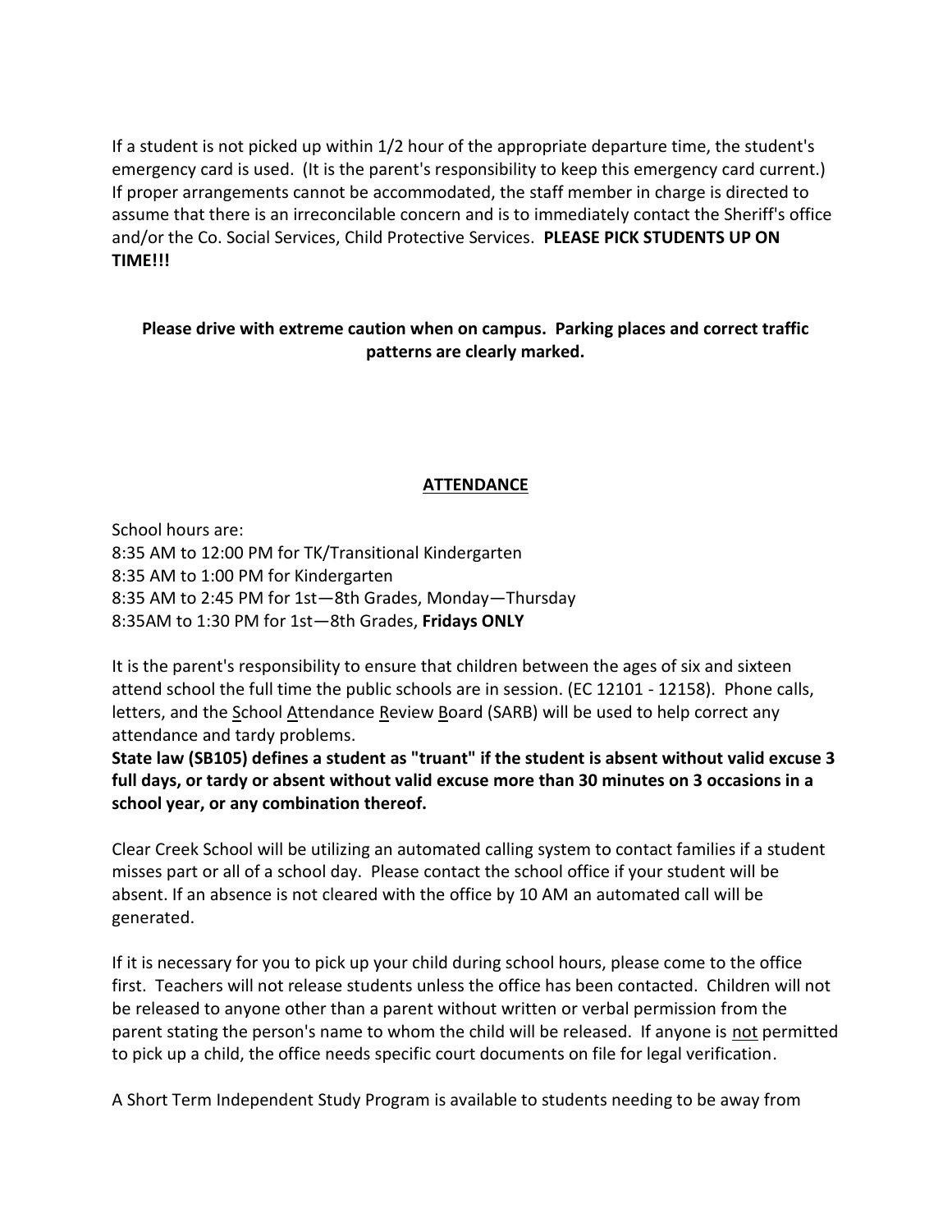If a student is not picked up within 1/2 hour of the appropriate departure time, the student's emergency card is used. (It is the parent's responsibility to keep this emergency card current.) If proper arrangements cannot be accommodated, the staff member in charge is directed to assume that there is an irreconcilable concern and is to immediately contact the Sheriff's office and/or the Co. Social Services, Child Protective Services. **PLEASE PICK STUDENTS UP ON TIME!!!**

**Please drive with extreme caution when on campus. Parking places and correct traffic patterns are clearly marked.**

## ATTENDANCE

School hours are:
8:35 AM to 12:00 PM for TK/Transitional Kindergarten
8:35 AM to 1:00 PM for Kindergarten
8:35 AM to 2:45 PM for 1st—8th Grades, Monday—Thursday
8:35AM to 1:30 PM for 1st—8th Grades, **Fridays ONLY**

It is the parent's responsibility to ensure that children between the ages of six and sixteen attend school the full time the public schools are in session. (EC 12101 - 12158). Phone calls, letters, and the School Attendance Review Board (SARB) will be used to help correct any attendance and tardy problems.
**State law (SB105) defines a student as "truant" if the student is absent without valid excuse 3 full days, or tardy or absent without valid excuse more than 30 minutes on 3 occasions in a school year, or any combination thereof.**

Clear Creek School will be utilizing an automated calling system to contact families if a student misses part or all of a school day. Please contact the school office if your student will be absent. If an absence is not cleared with the office by 10 AM an automated call will be generated.

If it is necessary for you to pick up your child during school hours, please come to the office first. Teachers will not release students unless the office has been contacted. Children will not be released to anyone other than a parent without written or verbal permission from the parent stating the person's name to whom the child will be released. If anyone is not permitted to pick up a child, the office needs specific court documents on file for legal verification.

A Short Term Independent Study Program is available to students needing to be away from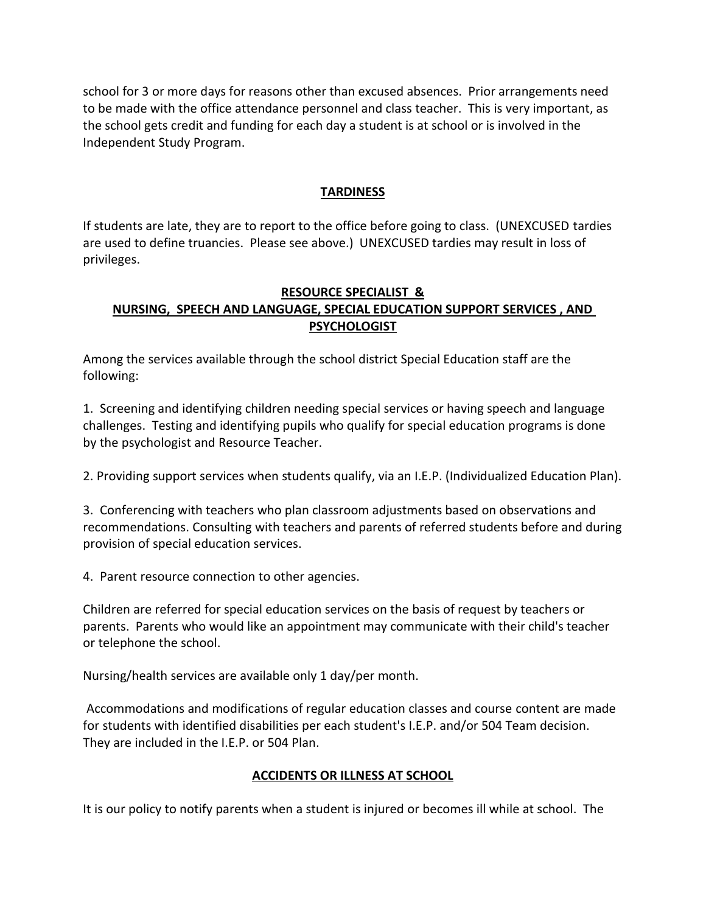school for 3 or more days for reasons other than excused absences. Prior arrangements need to be made with the office attendance personnel and class teacher. This is very important, as the school gets credit and funding for each day a student is at school or is involved in the Independent Study Program.

## TARDINESS

If students are late, they are to report to the office before going to class. (UNEXCUSED tardies are used to define truancies. Please see above.) UNEXCUSED tardies may result in loss of privileges.

## RESOURCE SPECIALIST & NURSING, SPEECH AND LANGUAGE, SPECIAL EDUCATION SUPPORT SERVICES , AND PSYCHOLOGIST

Among the services available through the school district Special Education staff are the following:

1. Screening and identifying children needing special services or having speech and language challenges. Testing and identifying pupils who qualify for special education programs is done by the psychologist and Resource Teacher.

2. Providing support services when students qualify, via an I.E.P. (Individualized Education Plan).

3. Conferencing with teachers who plan classroom adjustments based on observations and recommendations. Consulting with teachers and parents of referred students before and during provision of special education services.

4. Parent resource connection to other agencies.

Children are referred for special education services on the basis of request by teachers or parents. Parents who would like an appointment may communicate with their child's teacher or telephone the school.

Nursing/health services are available only 1 day/per month.

Accommodations and modifications of regular education classes and course content are made for students with identified disabilities per each student's I.E.P. and/or 504 Team decision. They are included in the I.E.P. or 504 Plan.

## ACCIDENTS OR ILLNESS AT SCHOOL

It is our policy to notify parents when a student is injured or becomes ill while at school. The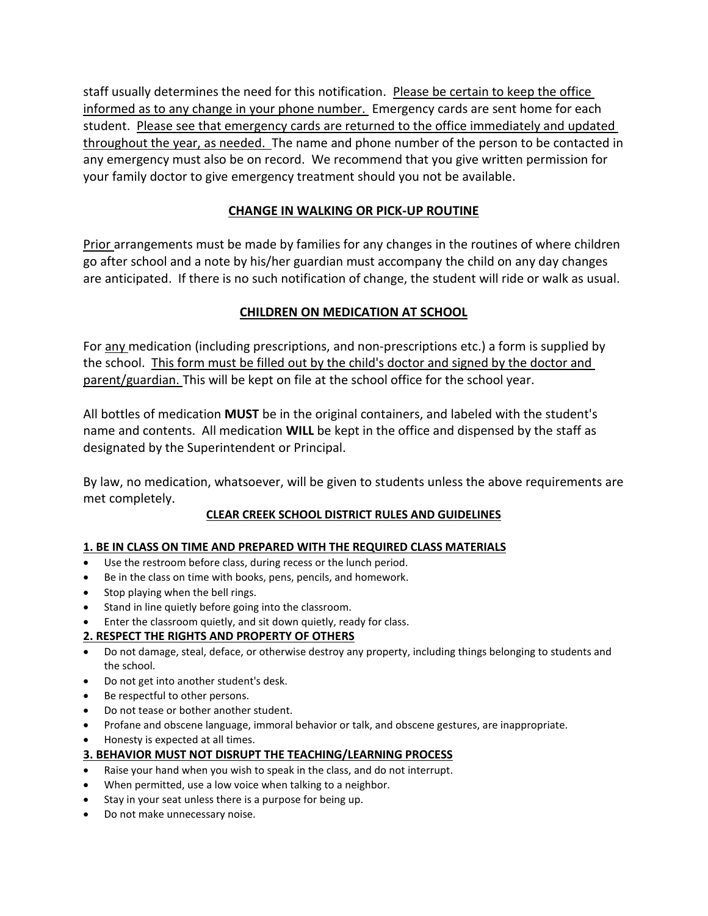staff usually determines the need for this notification. Please be certain to keep the office informed as to any change in your phone number. Emergency cards are sent home for each student. Please see that emergency cards are returned to the office immediately and updated throughout the year, as needed. The name and phone number of the person to be contacted in any emergency must also be on record. We recommend that you give written permission for your family doctor to give emergency treatment should you not be available.

## CHANGE IN WALKING OR PICK-UP ROUTINE

Prior arrangements must be made by families for any changes in the routines of where children go after school and a note by his/her guardian must accompany the child on any day changes are anticipated. If there is no such notification of change, the student will ride or walk as usual.

## CHILDREN ON MEDICATION AT SCHOOL

For any medication (including prescriptions, and non-prescriptions etc.) a form is supplied by the school. This form must be filled out by the child's doctor and signed by the doctor and parent/guardian. This will be kept on file at the school office for the school year.

All bottles of medication **MUST** be in the original containers, and labeled with the student's name and contents. All medication **WILL** be kept in the office and dispensed by the staff as designated by the Superintendent or Principal.

By law, no medication, whatsoever, will be given to students unless the above requirements are met completely.

## CLEAR CREEK SCHOOL DISTRICT RULES AND GUIDELINES

### 1. BE IN CLASS ON TIME AND PREPARED WITH THE REQUIRED CLASS MATERIALS

- Use the restroom before class, during recess or the lunch period.
- Be in the class on time with books, pens, pencils, and homework.
- Stop playing when the bell rings.
- Stand in line quietly before going into the classroom.
- Enter the classroom quietly, and sit down quietly, ready for class.

### 2. RESPECT THE RIGHTS AND PROPERTY OF OTHERS

- Do not damage, steal, deface, or otherwise destroy any property, including things belonging to students and the school.
- Do not get into another student's desk.
- Be respectful to other persons.
- Do not tease or bother another student.
- Profane and obscene language, immoral behavior or talk, and obscene gestures, are inappropriate.
- Honesty is expected at all times.

### 3. BEHAVIOR MUST NOT DISRUPT THE TEACHING/LEARNING PROCESS

- Raise your hand when you wish to speak in the class, and do not interrupt.
- When permitted, use a low voice when talking to a neighbor.
- Stay in your seat unless there is a purpose for being up.
- Do not make unnecessary noise.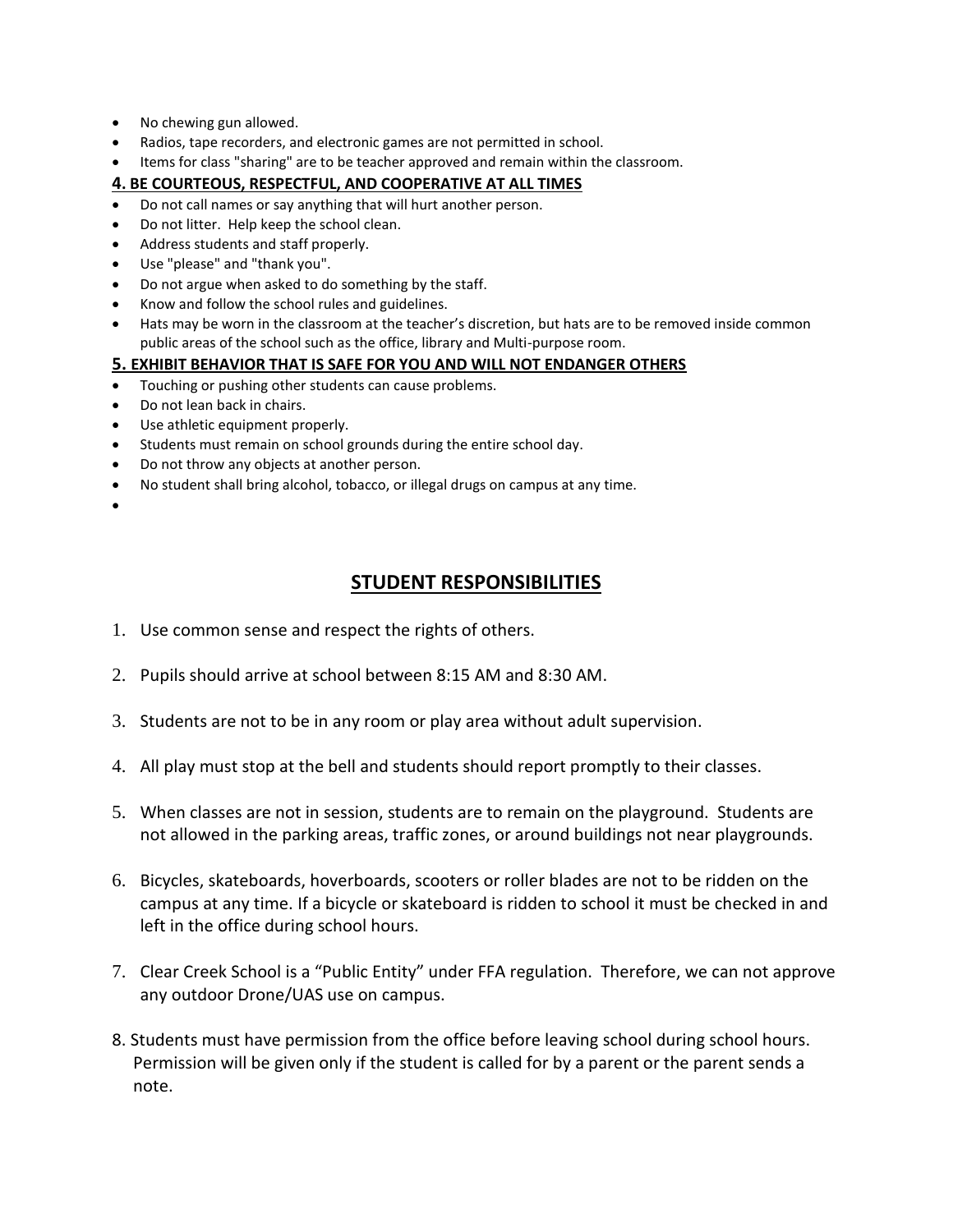- No chewing gun allowed.
- Radios, tape recorders, and electronic games are not permitted in school.
- Items for class "sharing" are to be teacher approved and remain within the classroom.

**4. BE COURTEOUS, RESPECTFUL, AND COOPERATIVE AT ALL TIMES**

- Do not call names or say anything that will hurt another person.
- Do not litter. Help keep the school clean.
- Address students and staff properly.
- Use "please" and "thank you".
- Do not argue when asked to do something by the staff.
- Know and follow the school rules and guidelines.
- Hats may be worn in the classroom at the teacher's discretion, but hats are to be removed inside common public areas of the school such as the office, library and Multi-purpose room.

**5. EXHIBIT BEHAVIOR THAT IS SAFE FOR YOU AND WILL NOT ENDANGER OTHERS**

- Touching or pushing other students can cause problems.
- Do not lean back in chairs.
- Use athletic equipment properly.
- Students must remain on school grounds during the entire school day.
- Do not throw any objects at another person.
- No student shall bring alcohol, tobacco, or illegal drugs on campus at any time.

## STUDENT RESPONSIBILITIES

1. Use common sense and respect the rights of others.

2. Pupils should arrive at school between 8:15 AM and 8:30 AM.

3. Students are not to be in any room or play area without adult supervision.

4. All play must stop at the bell and students should report promptly to their classes.

5. When classes are not in session, students are to remain on the playground. Students are not allowed in the parking areas, traffic zones, or around buildings not near playgrounds.

6. Bicycles, skateboards, hoverboards, scooters or roller blades are not to be ridden on the campus at any time. If a bicycle or skateboard is ridden to school it must be checked in and left in the office during school hours.

7. Clear Creek School is a "Public Entity" under FFA regulation. Therefore, we can not approve any outdoor Drone/UAS use on campus.

8. Students must have permission from the office before leaving school during school hours. Permission will be given only if the student is called for by a parent or the parent sends a note.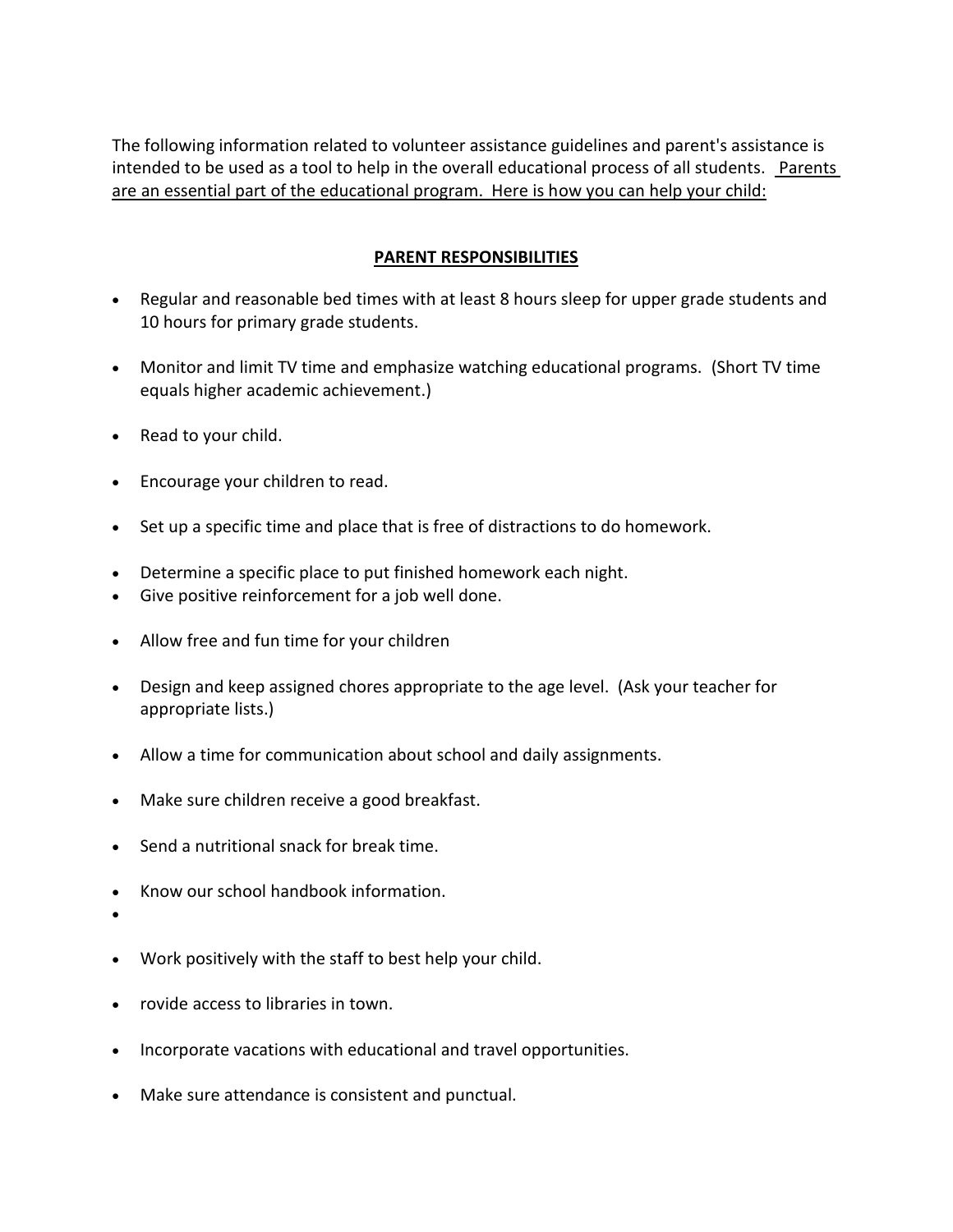The following information related to volunteer assistance guidelines and parent's assistance is intended to be used as a tool to help in the overall educational process of all students. Parents are an essential part of the educational program. Here is how you can help your child:

## PARENT RESPONSIBILITIES

- Regular and reasonable bed times with at least 8 hours sleep for upper grade students and 10 hours for primary grade students.
- Monitor and limit TV time and emphasize watching educational programs. (Short TV time equals higher academic achievement.)
- Read to your child.
- Encourage your children to read.
- Set up a specific time and place that is free of distractions to do homework.
- Determine a specific place to put finished homework each night.
- Give positive reinforcement for a job well done.
- Allow free and fun time for your children
- Design and keep assigned chores appropriate to the age level. (Ask your teacher for appropriate lists.)
- Allow a time for communication about school and daily assignments.
- Make sure children receive a good breakfast.
- Send a nutritional snack for break time.
- Know our school handbook information.
- 
- Work positively with the staff to best help your child.
- rovide access to libraries in town.
- Incorporate vacations with educational and travel opportunities.
- Make sure attendance is consistent and punctual.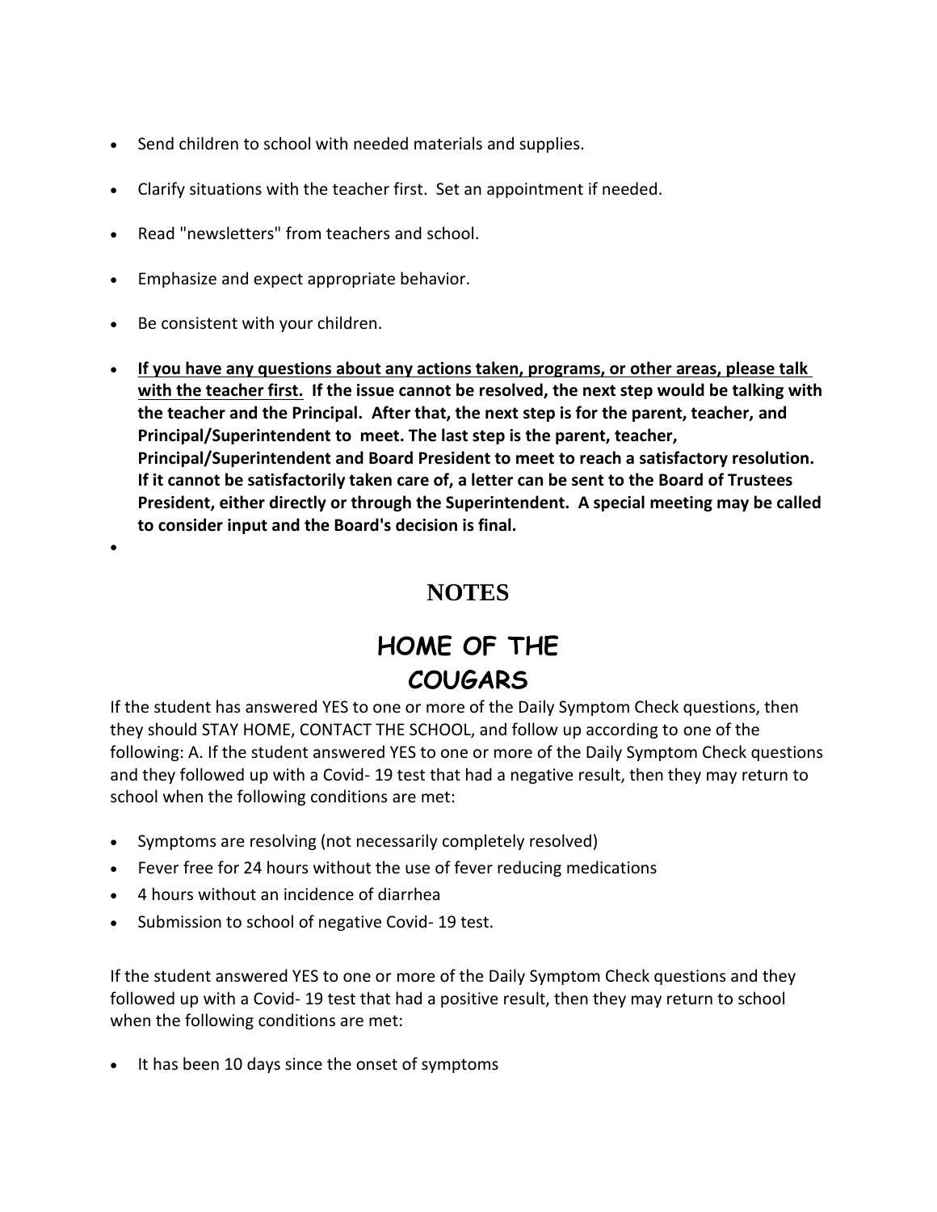- Send children to school with needed materials and supplies.
- Clarify situations with the teacher first.  Set an appointment if needed.
- Read "newsletters" from teachers and school.
- Emphasize and expect appropriate behavior.
- Be consistent with your children.
- **If you have any questions about any actions taken, programs, or other areas, please talk with the teacher first.  If the issue cannot be resolved, the next step would be talking with the teacher and the Principal.  After that, the next step is for the parent, teacher, and Principal/Superintendent to meet. The last step is the parent, teacher, Principal/Superintendent and Board President to meet to reach a satisfactory resolution. If it cannot be satisfactorily taken care of, a letter can be sent to the Board of Trustees President, either directly or through the Superintendent.  A special meeting may be called to consider input and the Board's decision is final.**

## NOTES

## HOME OF THE COUGARS

If the student has answered YES to one or more of the Daily Symptom Check questions, then they should STAY HOME, CONTACT THE SCHOOL, and follow up according to one of the following: A. If the student answered YES to one or more of the Daily Symptom Check questions and they followed up with a Covid- 19 test that had a negative result, then they may return to school when the following conditions are met:

- Symptoms are resolving (not necessarily completely resolved)
- Fever free for 24 hours without the use of fever reducing medications
- 4 hours without an incidence of diarrhea
- Submission to school of negative Covid- 19 test.

If the student answered YES to one or more of the Daily Symptom Check questions and they followed up with a Covid- 19 test that had a positive result, then they may return to school when the following conditions are met:

- It has been 10 days since the onset of symptoms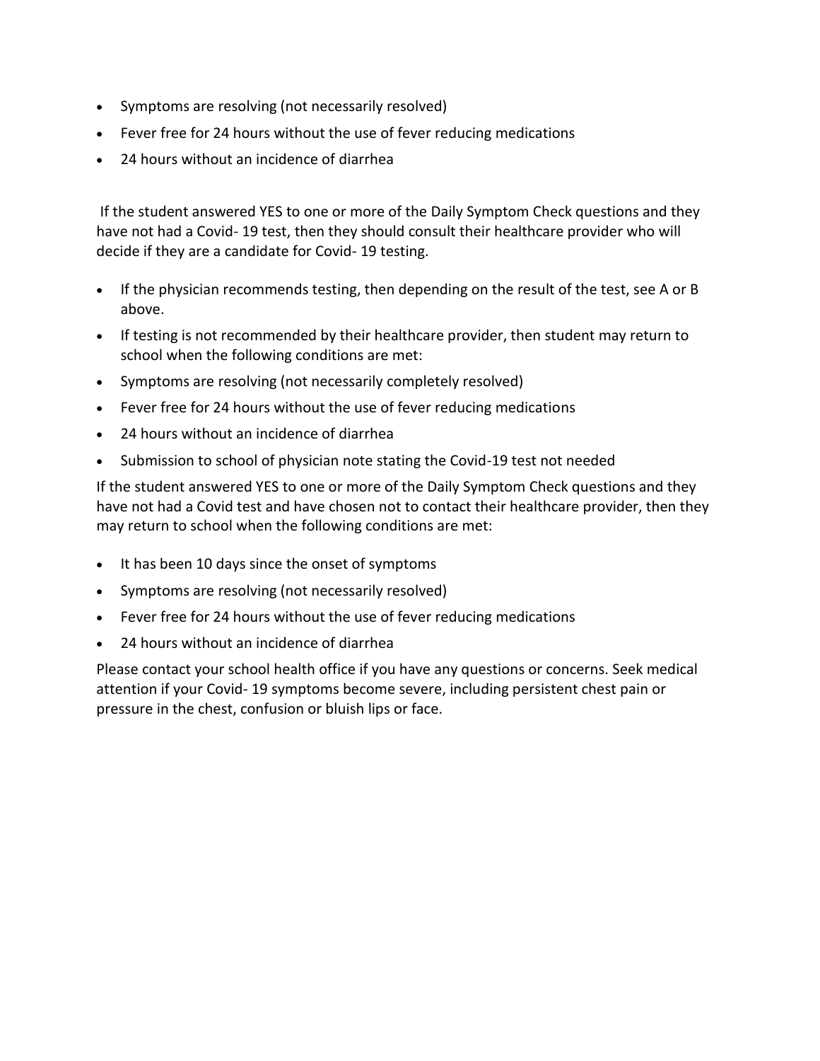- Symptoms are resolving (not necessarily resolved)
- Fever free for 24 hours without the use of fever reducing medications
- 24 hours without an incidence of diarrhea

If the student answered YES to one or more of the Daily Symptom Check questions and they have not had a Covid- 19 test, then they should consult their healthcare provider who will decide if they are a candidate for Covid- 19 testing.

- If the physician recommends testing, then depending on the result of the test, see A or B above.
- If testing is not recommended by their healthcare provider, then student may return to school when the following conditions are met:
- Symptoms are resolving (not necessarily completely resolved)
- Fever free for 24 hours without the use of fever reducing medications
- 24 hours without an incidence of diarrhea
- Submission to school of physician note stating the Covid-19 test not needed

If the student answered YES to one or more of the Daily Symptom Check questions and they have not had a Covid test and have chosen not to contact their healthcare provider, then they may return to school when the following conditions are met:

- It has been 10 days since the onset of symptoms
- Symptoms are resolving (not necessarily resolved)
- Fever free for 24 hours without the use of fever reducing medications
- 24 hours without an incidence of diarrhea

Please contact your school health office if you have any questions or concerns. Seek medical attention if your Covid- 19 symptoms become severe, including persistent chest pain or pressure in the chest, confusion or bluish lips or face.